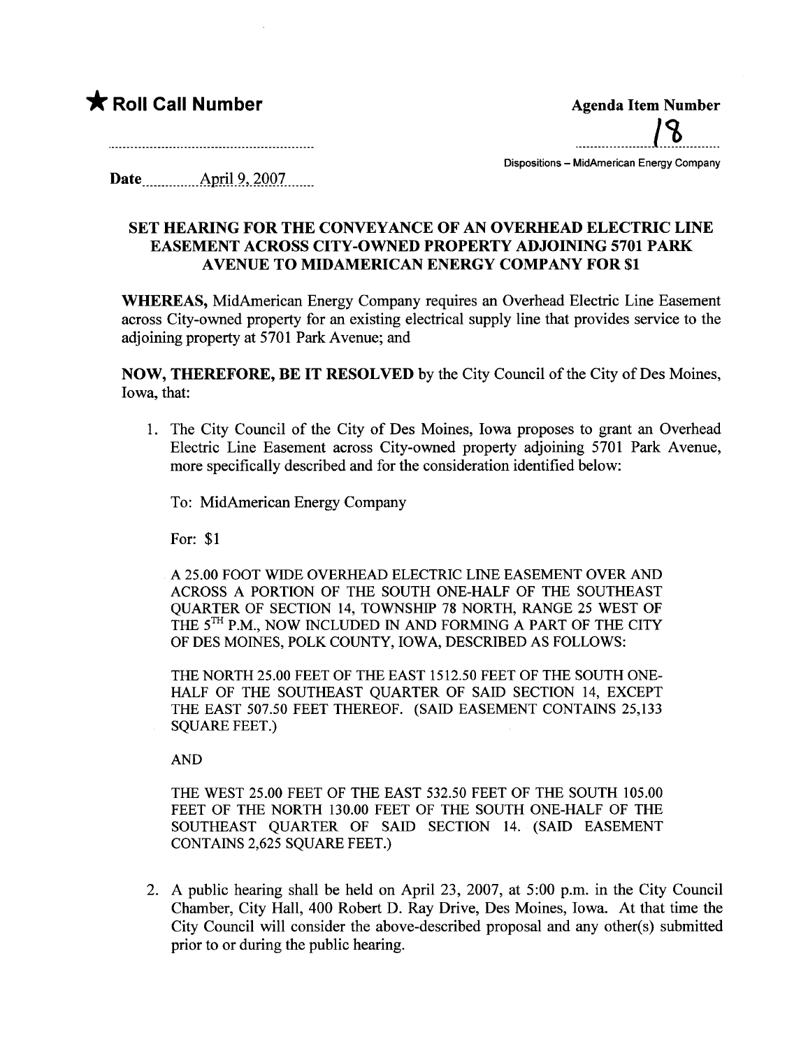★ **Roll Call Number**

**Agenda Item Number**

18

Dispositions – MidAmerican Energy Company

**Date** April 9, 2007

**SET HEARING FOR THE CONVEYANCE OF AN OVERHEAD ELECTRIC LINE EASEMENT ACROSS CITY-OWNED PROPERTY ADJOINING 5701 PARK AVENUE TO MIDAMERICAN ENERGY COMPANY FOR $1**

**WHEREAS,** MidAmerican Energy Company requires an Overhead Electric Line Easement across City-owned property for an existing electrical supply line that provides service to the adjoining property at 5701 Park Avenue; and

**NOW, THEREFORE, BE IT RESOLVED** by the City Council of the City of Des Moines, Iowa, that:

1. The City Council of the City of Des Moines, Iowa proposes to grant an Overhead Electric Line Easement across City-owned property adjoining 5701 Park Avenue, more specifically described and for the consideration identified below:

   To: MidAmerican Energy Company

   For: $1

   A 25.00 FOOT WIDE OVERHEAD ELECTRIC LINE EASEMENT OVER AND ACROSS A PORTION OF THE SOUTH ONE-HALF OF THE SOUTHEAST QUARTER OF SECTION 14, TOWNSHIP 78 NORTH, RANGE 25 WEST OF THE 5TH P.M., NOW INCLUDED IN AND FORMING A PART OF THE CITY OF DES MOINES, POLK COUNTY, IOWA, DESCRIBED AS FOLLOWS:

   THE NORTH 25.00 FEET OF THE EAST 1512.50 FEET OF THE SOUTH ONE-HALF OF THE SOUTHEAST QUARTER OF SAID SECTION 14, EXCEPT THE EAST 507.50 FEET THEREOF. (SAID EASEMENT CONTAINS 25,133 SQUARE FEET.)

   AND

   THE WEST 25.00 FEET OF THE EAST 532.50 FEET OF THE SOUTH 105.00 FEET OF THE NORTH 130.00 FEET OF THE SOUTH ONE-HALF OF THE SOUTHEAST QUARTER OF SAID SECTION 14. (SAID EASEMENT CONTAINS 2,625 SQUARE FEET.)

2. A public hearing shall be held on April 23, 2007, at 5:00 p.m. in the City Council Chamber, City Hall, 400 Robert D. Ray Drive, Des Moines, Iowa. At that time the City Council will consider the above-described proposal and any other(s) submitted prior to or during the public hearing.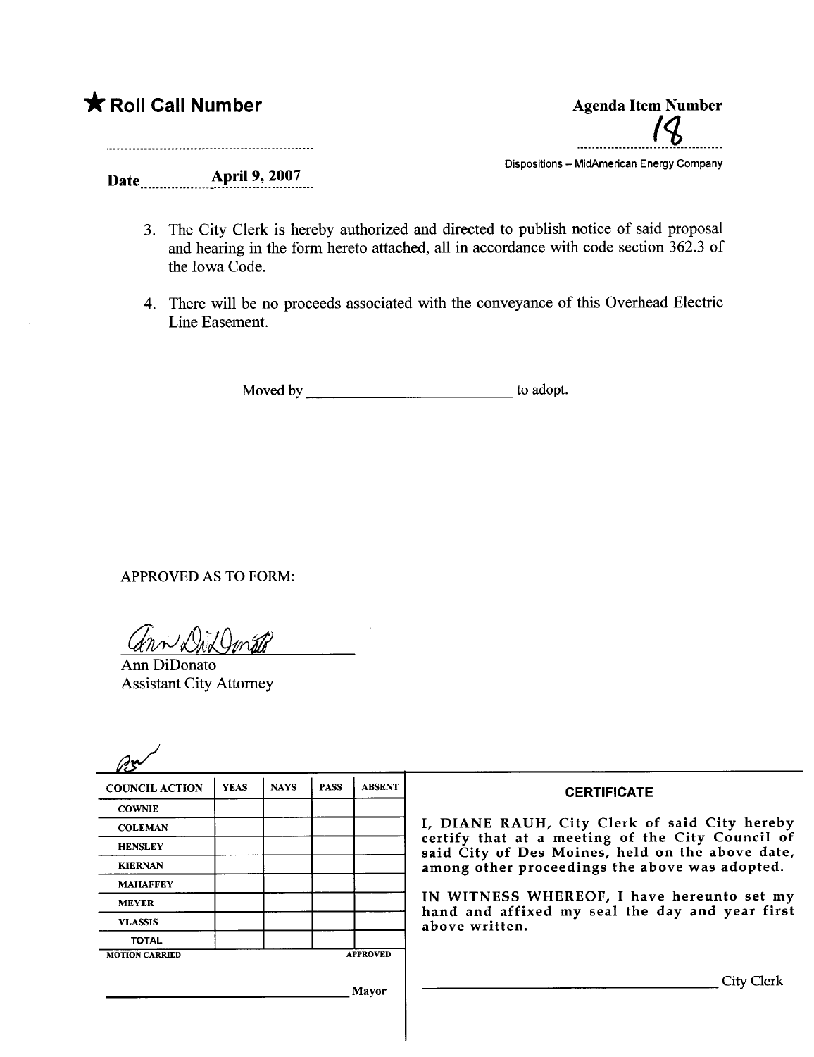★ **Roll Call Number**

..........................................................

Date April 9, 2007

**Agenda Item Number**

18

Dispositions – MidAmerican Energy Company

3. The City Clerk is hereby authorized and directed to publish notice of said proposal and hearing in the form hereto attached, all in accordance with code section 362.3 of the Iowa Code.

4. There will be no proceeds associated with the conveyance of this Overhead Electric Line Easement.

Moved by ____________________________ to adopt.

APPROVED AS TO FORM:

Ann DiDonato
Assistant City Attorney

| COUNCIL ACTION | YEAS | NAYS | PASS | ABSENT |
|---|---|---|---|---|
| COWNIE | | | | |
| COLEMAN | | | | |
| HENSLEY | | | | |
| KIERNAN | | | | |
| MAHAFFEY | | | | |
| MEYER | | | | |
| VLASSIS | | | | |
| TOTAL | | | | |

MOTION CARRIED APPROVED

____________________________ Mayor

**CERTIFICATE**

I, DIANE RAUH, City Clerk of said City hereby certify that at a meeting of the City Council of said City of Des Moines, held on the above date, among other proceedings the above was adopted.

IN WITNESS WHEREOF, I have hereunto set my hand and affixed my seal the day and year first above written.

____________________________ City Clerk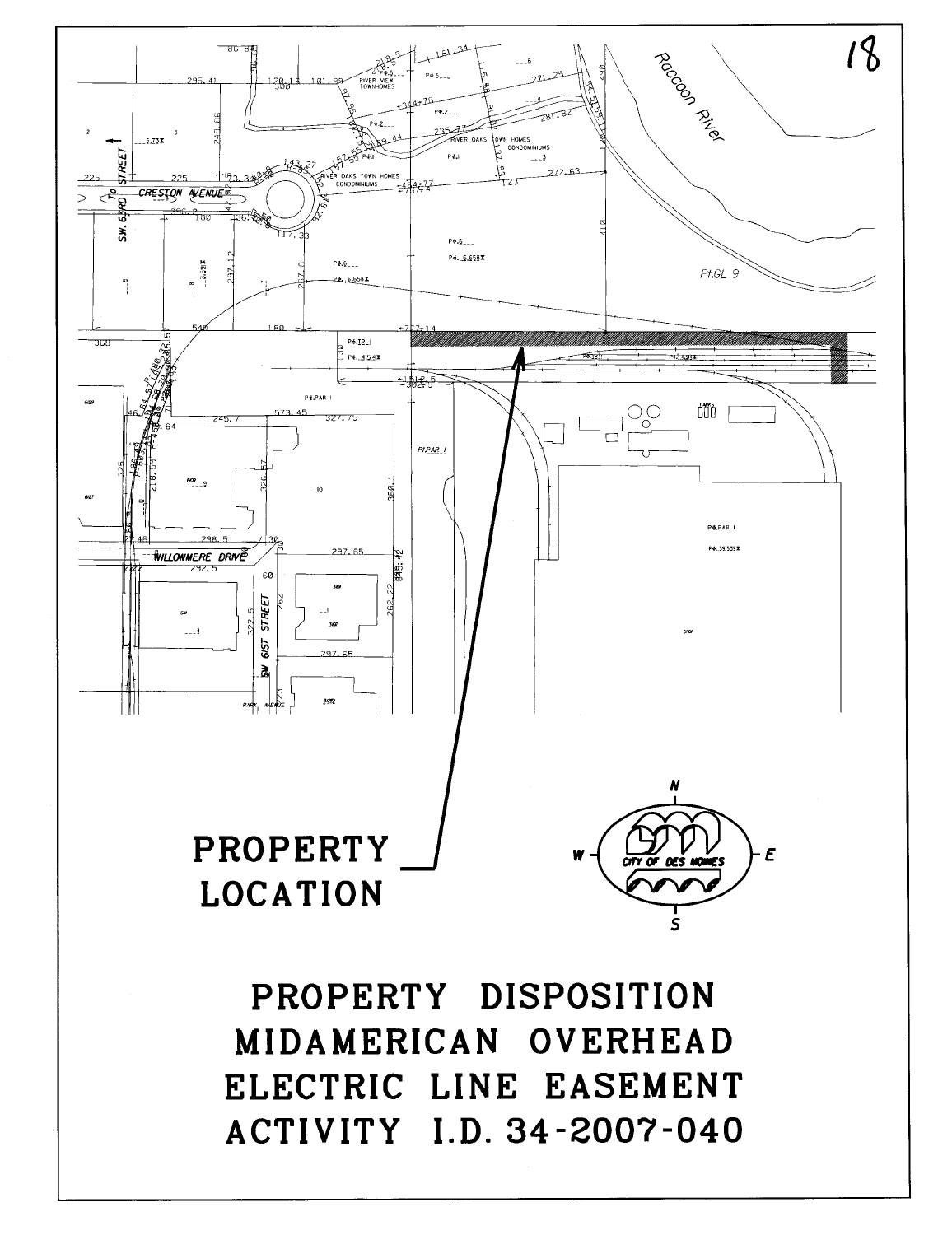18

PROPERTY LOCATION

PROPERTY DISPOSITION
MIDAMERICAN OVERHEAD
ELECTRIC LINE EASEMENT
ACTIVITY I.D. 34-2007-040